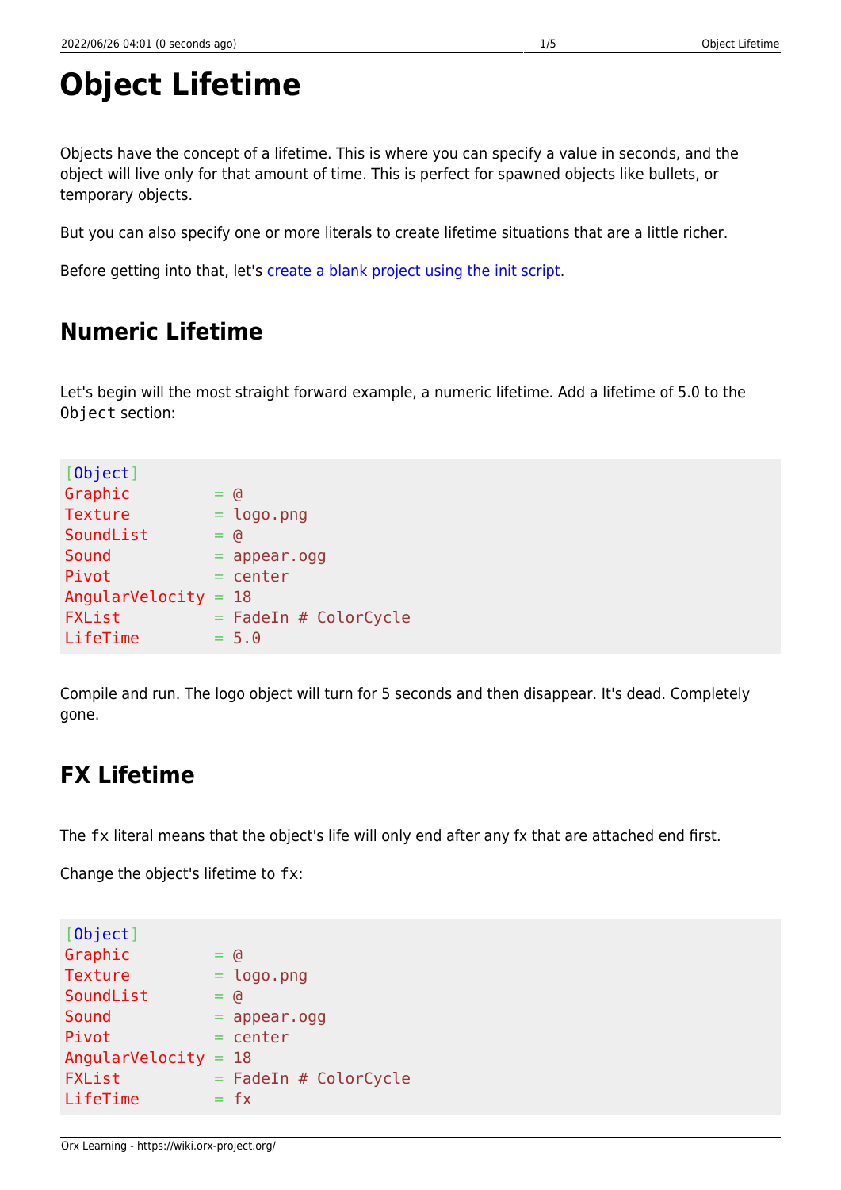# Object Lifetime

Objects have the concept of a lifetime. This is where you can specify a value in seconds, and the object will live only for that amount of time. This is perfect for spawned objects like bullets, or temporary objects.

But you can also specify one or more literals to create lifetime situations that are a little richer.

Before getting into that, let's create a blank project using the init script.

## Numeric Lifetime

Let's begin will the most straight forward example, a numeric lifetime. Add a lifetime of 5.0 to the `Object` section:

```
[Object]
Graphic         = @
Texture         = logo.png
SoundList       = @
Sound           = appear.ogg
Pivot           = center
AngularVelocity = 18
FXList          = FadeIn # ColorCycle
LifeTime        = 5.0
```

Compile and run. The logo object will turn for 5 seconds and then disappear. It's dead. Completely gone.

## FX Lifetime

The `fx` literal means that the object's life will only end after any fx that are attached end first.

Change the object's lifetime to `fx`:

```
[Object]
Graphic         = @
Texture         = logo.png
SoundList       = @
Sound           = appear.ogg
Pivot           = center
AngularVelocity = 18
FXList          = FadeIn # ColorCycle
LifeTime        = fx
```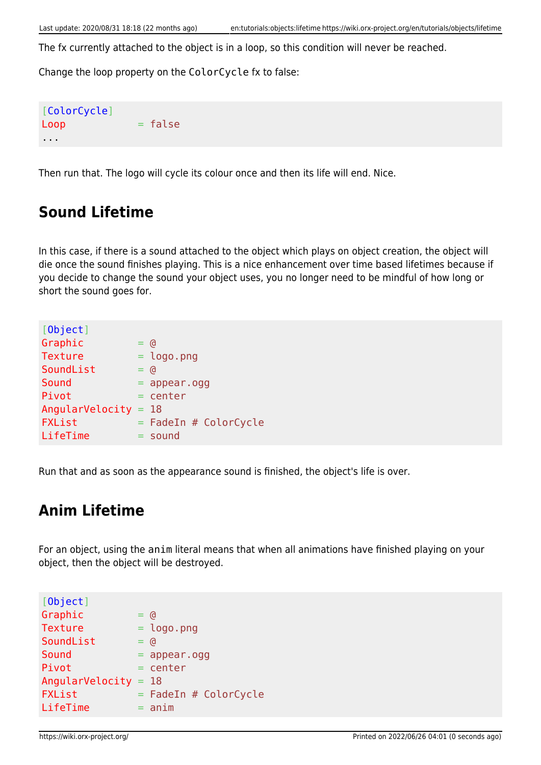The fx currently attached to the object is in a loop, so this condition will never be reached.

Change the loop property on the `ColorCycle` fx to false:

```
[ColorCycle]
Loop            = false
...
```

Then run that. The logo will cycle its colour once and then its life will end. Nice.

## Sound Lifetime

In this case, if there is a sound attached to the object which plays on object creation, the object will die once the sound finishes playing. This is a nice enhancement over time based lifetimes because if you decide to change the sound your object uses, you no longer need to be mindful of how long or short the sound goes for.

```
[Object]
Graphic         = @
Texture         = logo.png
SoundList       = @
Sound           = appear.ogg
Pivot           = center
AngularVelocity = 18
FXList          = FadeIn # ColorCycle
LifeTime        = sound
```

Run that and as soon as the appearance sound is finished, the object's life is over.

## Anim Lifetime

For an object, using the `anim` literal means that when all animations have finished playing on your object, then the object will be destroyed.

```
[Object]
Graphic         = @
Texture         = logo.png
SoundList       = @
Sound           = appear.ogg
Pivot           = center
AngularVelocity = 18
FXList          = FadeIn # ColorCycle
LifeTime        = anim
```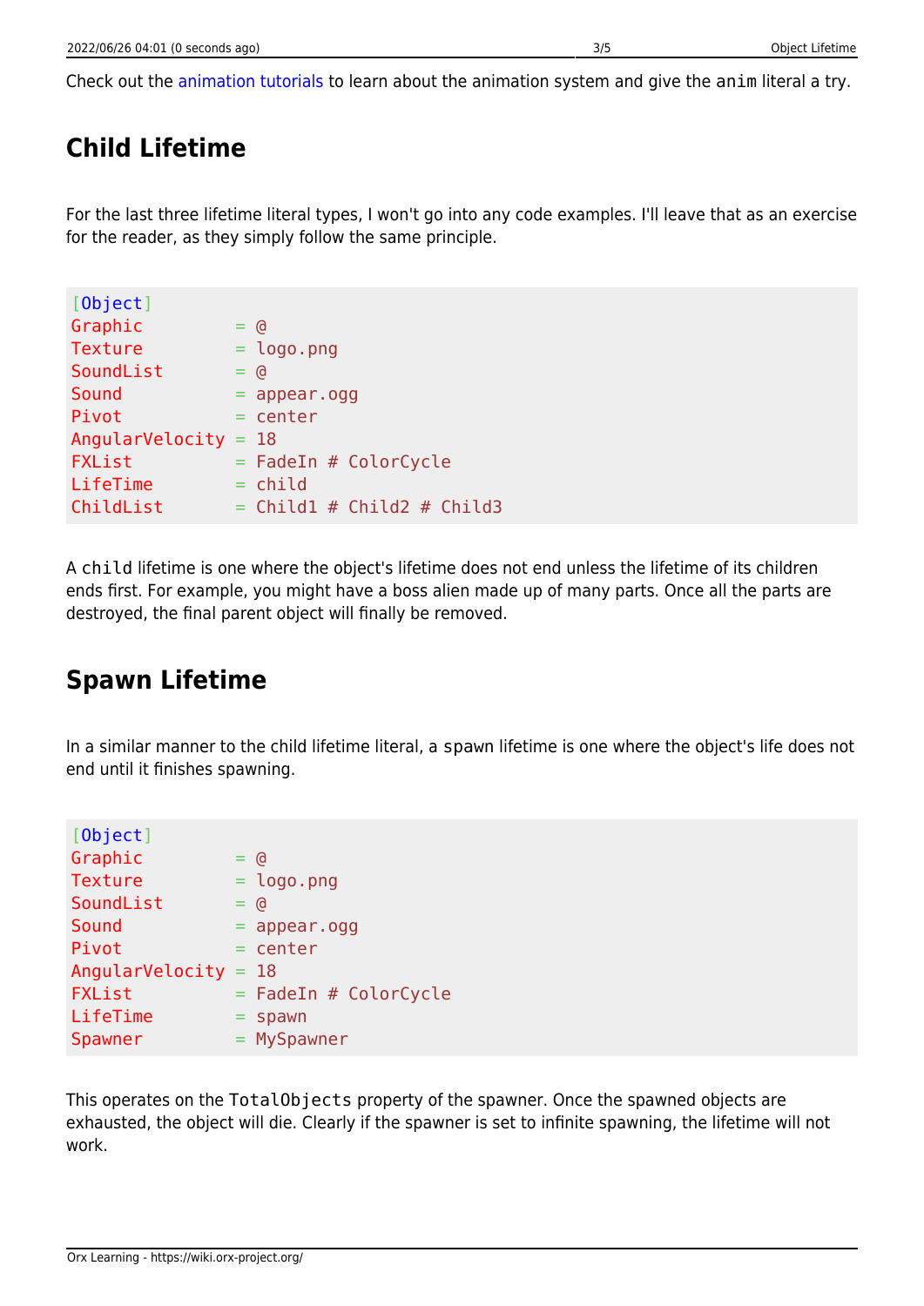Check out the animation tutorials to learn about the animation system and give the `anim` literal a try.

## Child Lifetime

For the last three lifetime literal types, I won't go into any code examples. I'll leave that as an exercise for the reader, as they simply follow the same principle.

```
[Object]
Graphic         = @
Texture         = logo.png
SoundList       = @
Sound           = appear.ogg
Pivot           = center
AngularVelocity = 18
FXList          = FadeIn # ColorCycle
LifeTime        = child
ChildList       = Child1 # Child2 # Child3
```

A `child` lifetime is one where the object's lifetime does not end unless the lifetime of its children ends first. For example, you might have a boss alien made up of many parts. Once all the parts are destroyed, the final parent object will finally be removed.

## Spawn Lifetime

In a similar manner to the child lifetime literal, a `spawn` lifetime is one where the object's life does not end until it finishes spawning.

```
[Object]
Graphic         = @
Texture         = logo.png
SoundList       = @
Sound           = appear.ogg
Pivot           = center
AngularVelocity = 18
FXList          = FadeIn # ColorCycle
LifeTime        = spawn
Spawner         = MySpawner
```

This operates on the `TotalObjects` property of the spawner. Once the spawned objects are exhausted, the object will die. Clearly if the spawner is set to infinite spawning, the lifetime will not work.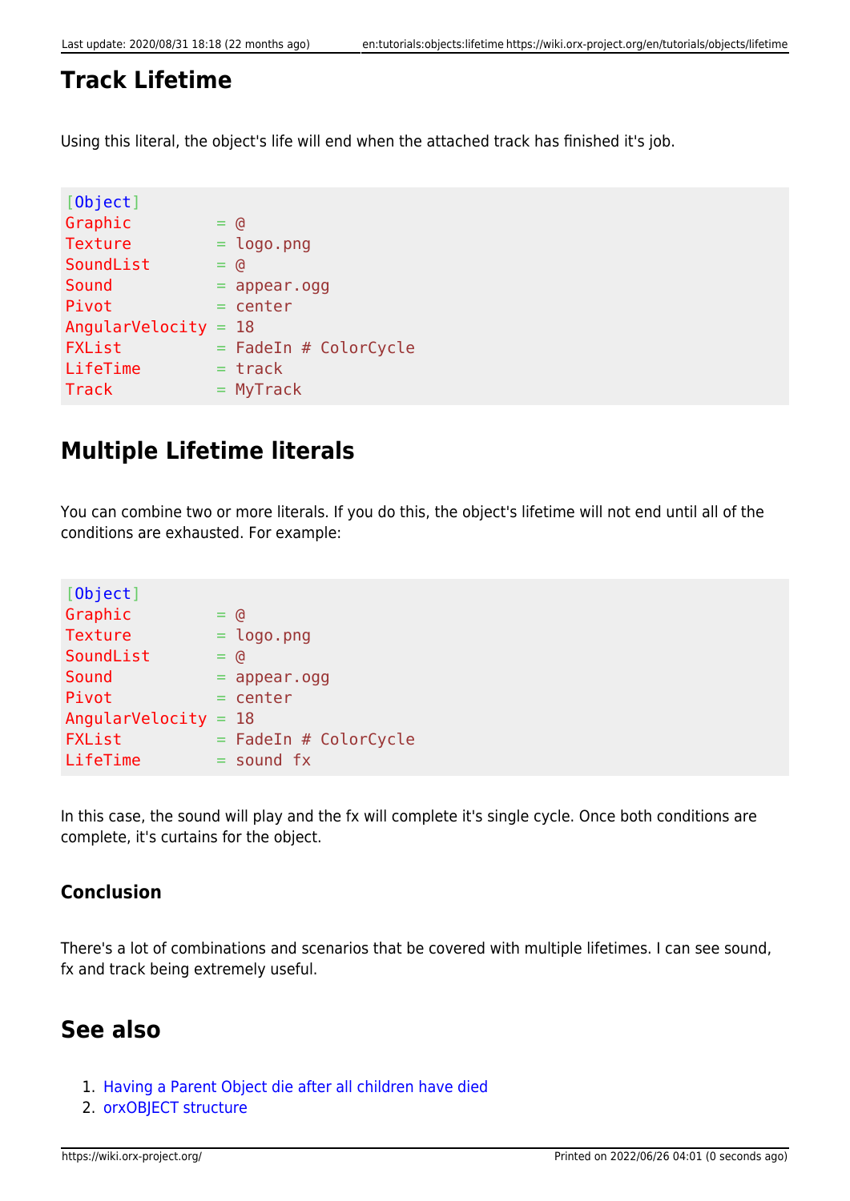## Track Lifetime

Using this literal, the object's life will end when the attached track has finished it's job.

```
[Object]
Graphic         = @
Texture         = logo.png
SoundList       = @
Sound           = appear.ogg
Pivot           = center
AngularVelocity = 18
FXList          = FadeIn # ColorCycle
LifeTime        = track
Track           = MyTrack
```

## Multiple Lifetime literals

You can combine two or more literals. If you do this, the object's lifetime will not end until all of the conditions are exhausted. For example:

```
[Object]
Graphic         = @
Texture         = logo.png
SoundList       = @
Sound           = appear.ogg
Pivot           = center
AngularVelocity = 18
FXList          = FadeIn # ColorCycle
LifeTime        = sound fx
```

In this case, the sound will play and the fx will complete it's single cycle. Once both conditions are complete, it's curtains for the object.

### Conclusion

There's a lot of combinations and scenarios that be covered with multiple lifetimes. I can see sound, fx and track being extremely useful.

## See also

1. Having a Parent Object die after all children have died
2. orxOBJECT structure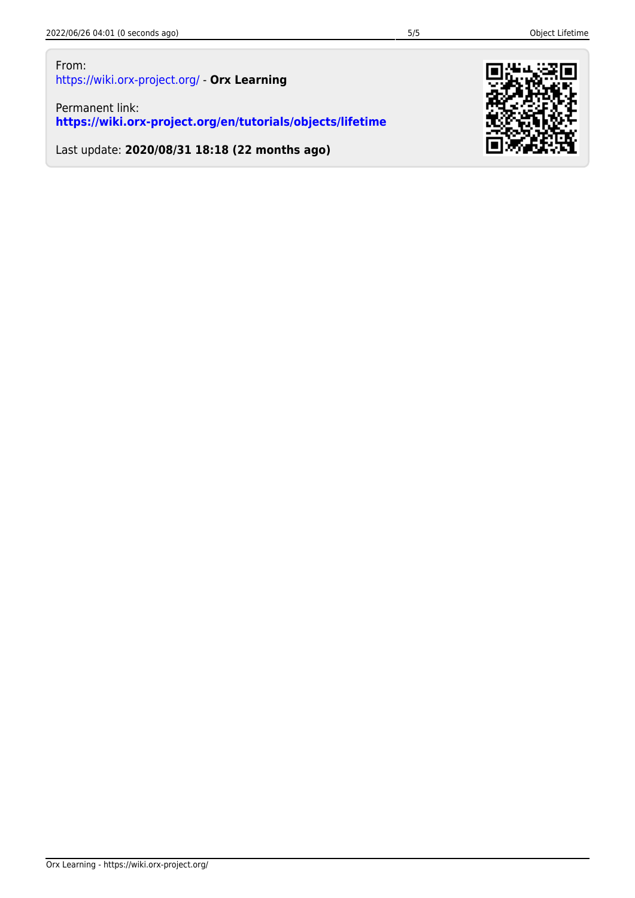From:
https://wiki.orx-project.org/ - **Orx Learning**

Permanent link:
**https://wiki.orx-project.org/en/tutorials/objects/lifetime**

Last update: **2020/08/31 18:18 (22 months ago)**